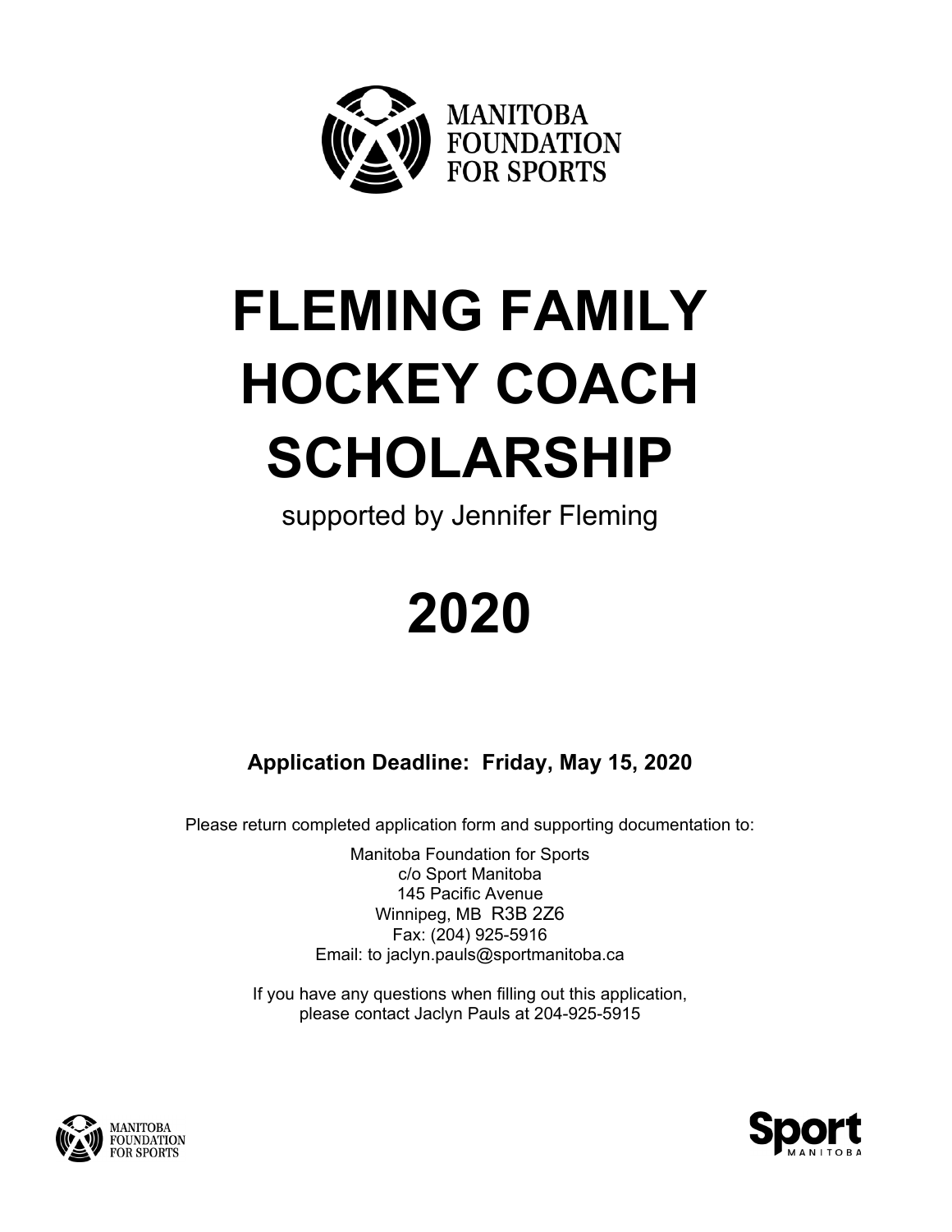MANITOBA FOUNDATION FOR SPORTS

# FLEMING FAMILY HOCKEY COACH SCHOLARSHIP

supported by Jennifer Fleming

# 2020

**Application Deadline: Friday, May 15, 2020**

Please return completed application form and supporting documentation to:

Manitoba Foundation for Sports
c/o Sport Manitoba
145 Pacific Avenue
Winnipeg, MB R3B 2Z6
Fax: (204) 925-5916
Email: to jaclyn.pauls@sportmanitoba.ca

If you have any questions when filling out this application, please contact Jaclyn Pauls at 204-925-5915

MANITOBA FOUNDATION FOR SPORTS

Sport MANITOBA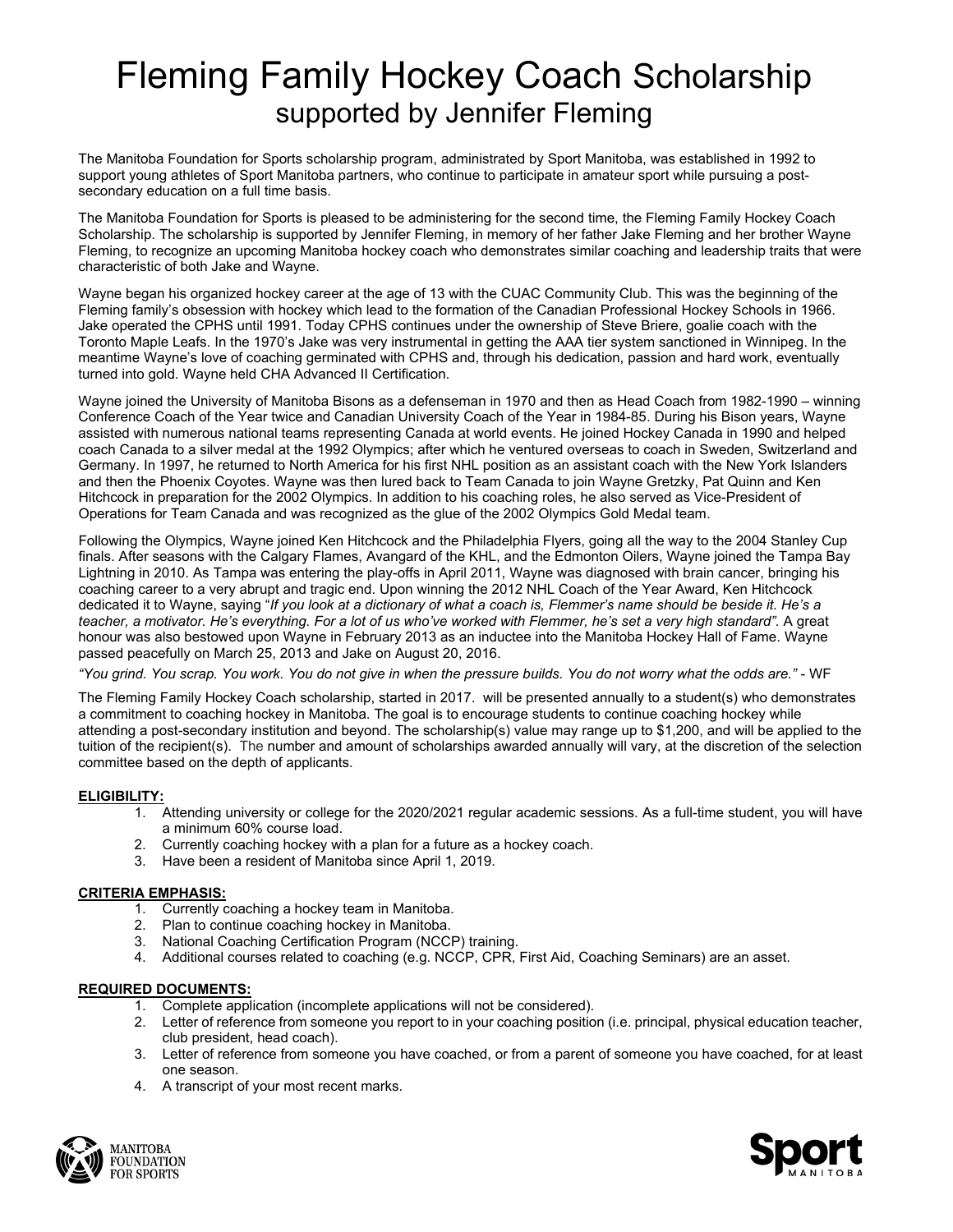# Fleming Family Hockey Coach Scholarship
## supported by Jennifer Fleming

The Manitoba Foundation for Sports scholarship program, administrated by Sport Manitoba, was established in 1992 to support young athletes of Sport Manitoba partners, who continue to participate in amateur sport while pursuing a post-secondary education on a full time basis.

The Manitoba Foundation for Sports is pleased to be administering for the second time, the Fleming Family Hockey Coach Scholarship. The scholarship is supported by Jennifer Fleming, in memory of her father Jake Fleming and her brother Wayne Fleming, to recognize an upcoming Manitoba hockey coach who demonstrates similar coaching and leadership traits that were characteristic of both Jake and Wayne.

Wayne began his organized hockey career at the age of 13 with the CUAC Community Club. This was the beginning of the Fleming family's obsession with hockey which lead to the formation of the Canadian Professional Hockey Schools in 1966. Jake operated the CPHS until 1991. Today CPHS continues under the ownership of Steve Briere, goalie coach with the Toronto Maple Leafs. In the 1970's Jake was very instrumental in getting the AAA tier system sanctioned in Winnipeg. In the meantime Wayne's love of coaching germinated with CPHS and, through his dedication, passion and hard work, eventually turned into gold. Wayne held CHA Advanced II Certification.

Wayne joined the University of Manitoba Bisons as a defenseman in 1970 and then as Head Coach from 1982-1990 – winning Conference Coach of the Year twice and Canadian University Coach of the Year in 1984-85. During his Bison years, Wayne assisted with numerous national teams representing Canada at world events. He joined Hockey Canada in 1990 and helped coach Canada to a silver medal at the 1992 Olympics; after which he ventured overseas to coach in Sweden, Switzerland and Germany. In 1997, he returned to North America for his first NHL position as an assistant coach with the New York Islanders and then the Phoenix Coyotes. Wayne was then lured back to Team Canada to join Wayne Gretzky, Pat Quinn and Ken Hitchcock in preparation for the 2002 Olympics. In addition to his coaching roles, he also served as Vice-President of Operations for Team Canada and was recognized as the glue of the 2002 Olympics Gold Medal team.

Following the Olympics, Wayne joined Ken Hitchcock and the Philadelphia Flyers, going all the way to the 2004 Stanley Cup finals. After seasons with the Calgary Flames, Avangard of the KHL, and the Edmonton Oilers, Wayne joined the Tampa Bay Lightning in 2010. As Tampa was entering the play-offs in April 2011, Wayne was diagnosed with brain cancer, bringing his coaching career to a very abrupt and tragic end. Upon winning the 2012 NHL Coach of the Year Award, Ken Hitchcock dedicated it to Wayne, saying "*If you look at a dictionary of what a coach is, Flemmer's name should be beside it. He's a teacher, a motivator. He's everything. For a lot of us who've worked with Flemmer, he's set a very high standard".* A great honour was also bestowed upon Wayne in February 2013 as an inductee into the Manitoba Hockey Hall of Fame. Wayne passed peacefully on March 25, 2013 and Jake on August 20, 2016.

*"You grind. You scrap. You work. You do not give in when the pressure builds. You do not worry what the odds are."* - WF

The Fleming Family Hockey Coach scholarship, started in 2017. will be presented annually to a student(s) who demonstrates a commitment to coaching hockey in Manitoba. The goal is to encourage students to continue coaching hockey while attending a post-secondary institution and beyond. The scholarship(s) value may range up to $1,200, and will be applied to the tuition of the recipient(s). The number and amount of scholarships awarded annually will vary, at the discretion of the selection committee based on the depth of applicants.

**ELIGIBILITY:**

1. Attending university or college for the 2020/2021 regular academic sessions. As a full-time student, you will have a minimum 60% course load.
2. Currently coaching hockey with a plan for a future as a hockey coach.
3. Have been a resident of Manitoba since April 1, 2019.

**CRITERIA EMPHASIS:**

1. Currently coaching a hockey team in Manitoba.
2. Plan to continue coaching hockey in Manitoba.
3. National Coaching Certification Program (NCCP) training.
4. Additional courses related to coaching (e.g. NCCP, CPR, First Aid, Coaching Seminars) are an asset.

**REQUIRED DOCUMENTS:**

1. Complete application (incomplete applications will not be considered).
2. Letter of reference from someone you report to in your coaching position (i.e. principal, physical education teacher, club president, head coach).
3. Letter of reference from someone you have coached, or from a parent of someone you have coached, for at least one season.
4. A transcript of your most recent marks.

MANITOBA FOUNDATION FOR SPORTS

Sport MANITOBA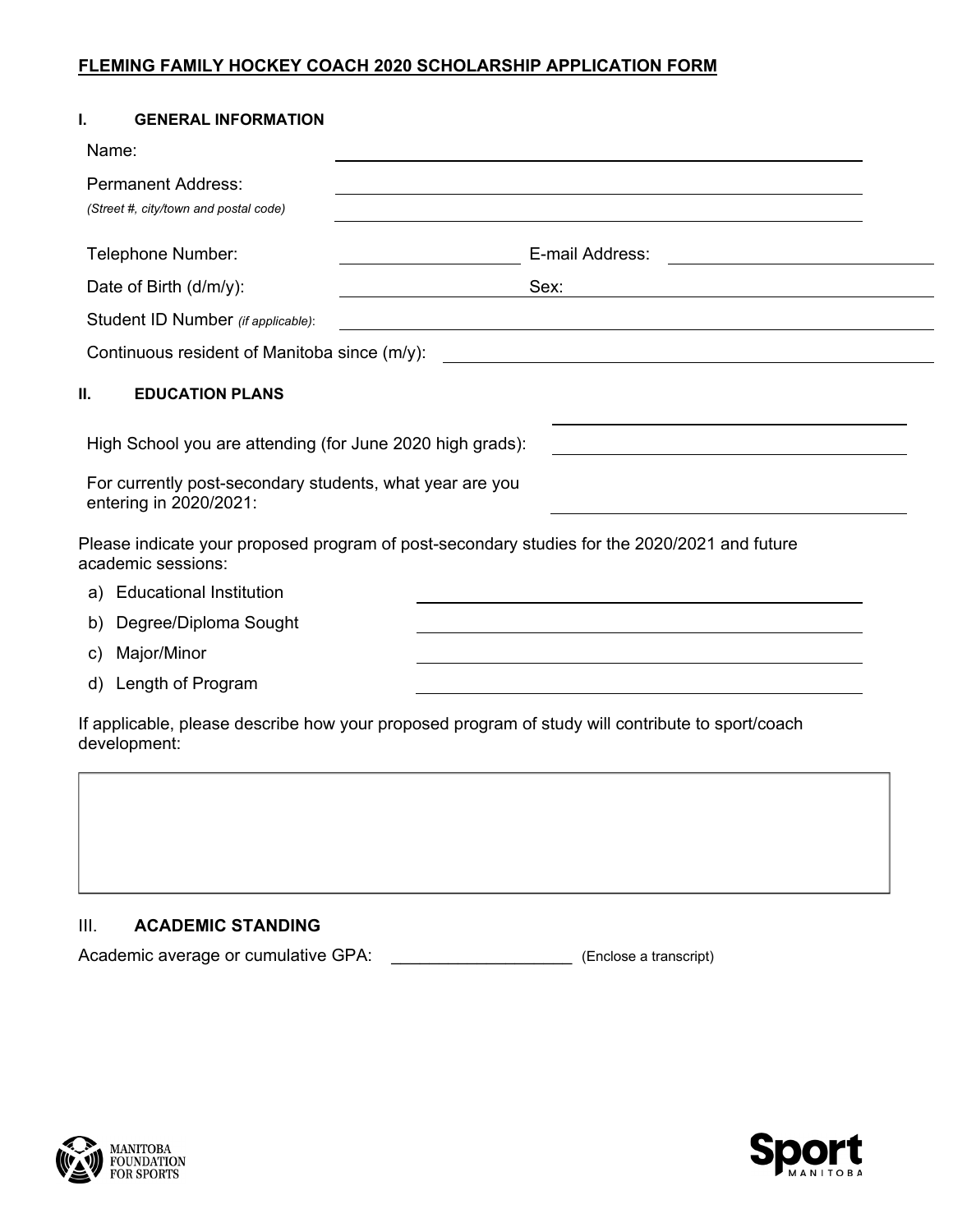# FLEMING FAMILY HOCKEY COACH 2020 SCHOLARSHIP APPLICATION FORM

## I. GENERAL INFORMATION

Name: ______________________________

Permanent Address: ______________________________
*(Street #, city/town and postal code)* ______________________________

Telephone Number: __________________ E-mail Address: __________________

Date of Birth (d/m/y): __________________ Sex: __________________

Student ID Number *(if applicable)*: ______________________________

Continuous resident of Manitoba since (m/y): ______________________________

## II. EDUCATION PLANS

High School you are attending (for June 2020 high grads): ______________________________

For currently post-secondary students, what year are you entering in 2020/2021: ______________________________

Please indicate your proposed program of post-secondary studies for the 2020/2021 and future academic sessions:

a) Educational Institution ______________________________
b) Degree/Diploma Sought ______________________________
c) Major/Minor ______________________________
d) Length of Program ______________________________

If applicable, please describe how your proposed program of study will contribute to sport/coach development:

| |
|---|
| |

## III. ACADEMIC STANDING

Academic average or cumulative GPA: __________________ (Enclose a transcript)

MANITOBA FOUNDATION FOR SPORTS

Sport MANITOBA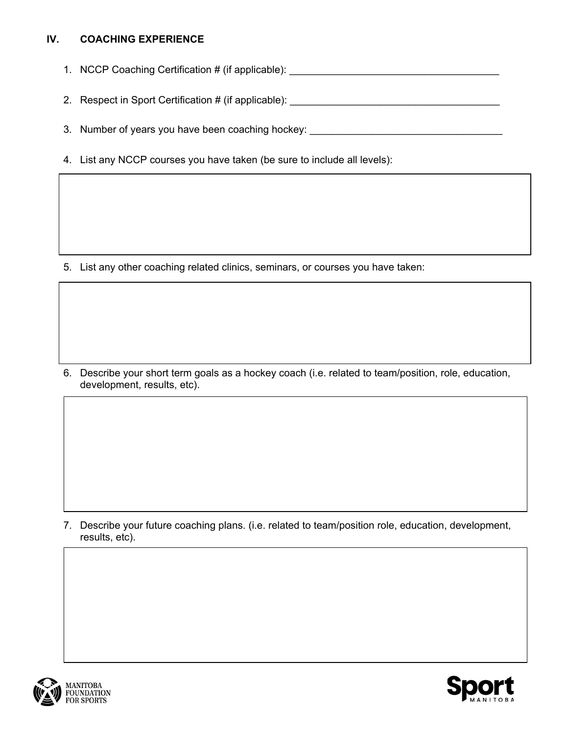## IV. COACHING EXPERIENCE

1. NCCP Coaching Certification # (if applicable): ______________________________________

2. Respect in Sport Certification # (if applicable): ______________________________________

3. Number of years you have been coaching hockey: ___________________________________

4. List any NCCP courses you have taken (be sure to include all levels):

5. List any other coaching related clinics, seminars, or courses you have taken:

6. Describe your short term goals as a hockey coach (i.e. related to team/position, role, education, development, results, etc).

7. Describe your future coaching plans. (i.e. related to team/position role, education, development, results, etc).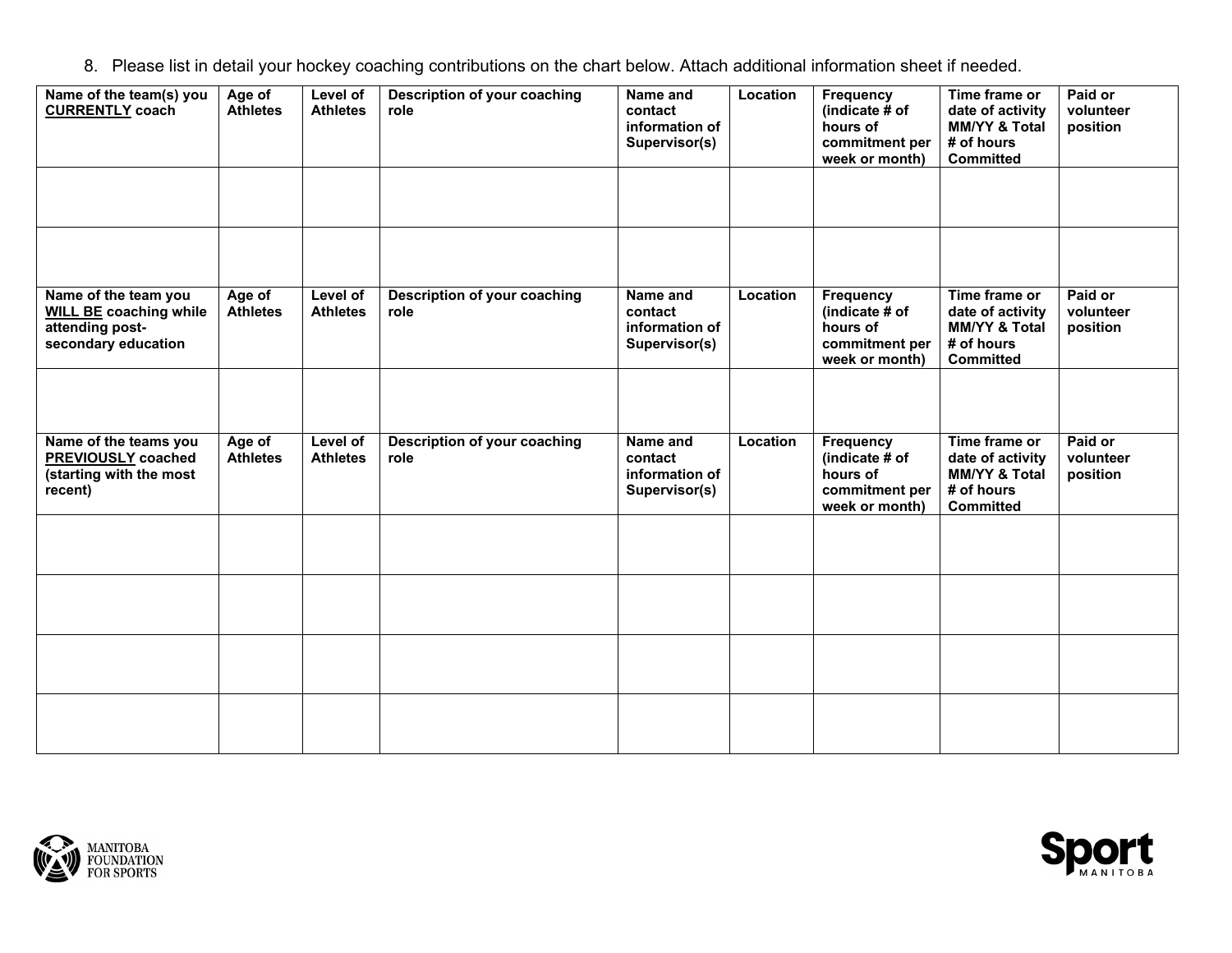8. Please list in detail your hockey coaching contributions on the chart below. Attach additional information sheet if needed.

| Name of the team(s) you **CURRENTLY** coach | Age of Athletes | Level of Athletes | Description of your coaching role | Name and contact information of Supervisor(s) | Location | Frequency (indicate # of hours of commitment per week or month) | Time frame or date of activity MM/YY & Total # of hours Committed | Paid or volunteer position |
| --- | --- | --- | --- | --- | --- | --- | --- | --- |
| | | | | | | | | |
| | | | | | | | | |
| **Name of the team you WILL BE coaching while attending post-secondary education** | **Age of Athletes** | **Level of Athletes** | **Description of your coaching role** | **Name and contact information of Supervisor(s)** | **Location** | **Frequency (indicate # of hours of commitment per week or month)** | **Time frame or date of activity MM/YY & Total # of hours Committed** | **Paid or volunteer position** |
| | | | | | | | | |
| **Name of the teams you PREVIOUSLY coached (starting with the most recent)** | **Age of Athletes** | **Level of Athletes** | **Description of your coaching role** | **Name and contact information of Supervisor(s)** | **Location** | **Frequency (indicate # of hours of commitment per week or month)** | **Time frame or date of activity MM/YY & Total # of hours Committed** | **Paid or volunteer position** |
| | | | | | | | | |
| | | | | | | | | |
| | | | | | | | | |
| | | | | | | | | |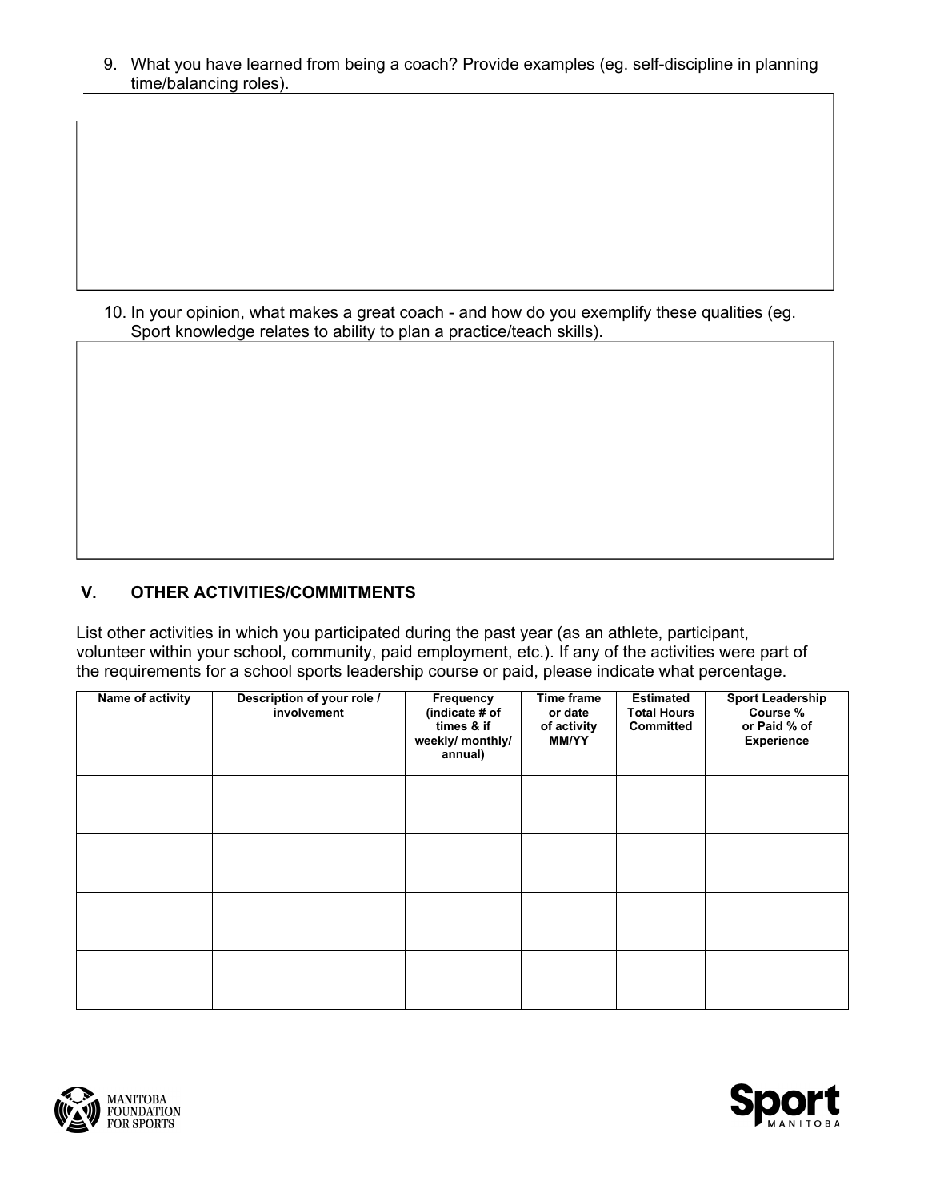9. What you have learned from being a coach? Provide examples (eg. self-discipline in planning time/balancing roles).

10. In your opinion, what makes a great coach - and how do you exemplify these qualities (eg. Sport knowledge relates to ability to plan a practice/teach skills).

## V. OTHER ACTIVITIES/COMMITMENTS

List other activities in which you participated during the past year (as an athlete, participant, volunteer within your school, community, paid employment, etc.). If any of the activities were part of the requirements for a school sports leadership course or paid, please indicate what percentage.

| Name of activity | Description of your role / involvement | Frequency (indicate # of times & if weekly/ monthly/ annual) | Time frame or date of activity MM/YY | Estimated Total Hours Committed | Sport Leadership Course % or Paid % of Experience |
|---|---|---|---|---|---|
| | | | | | |
| | | | | | |
| | | | | | |
| | | | | | |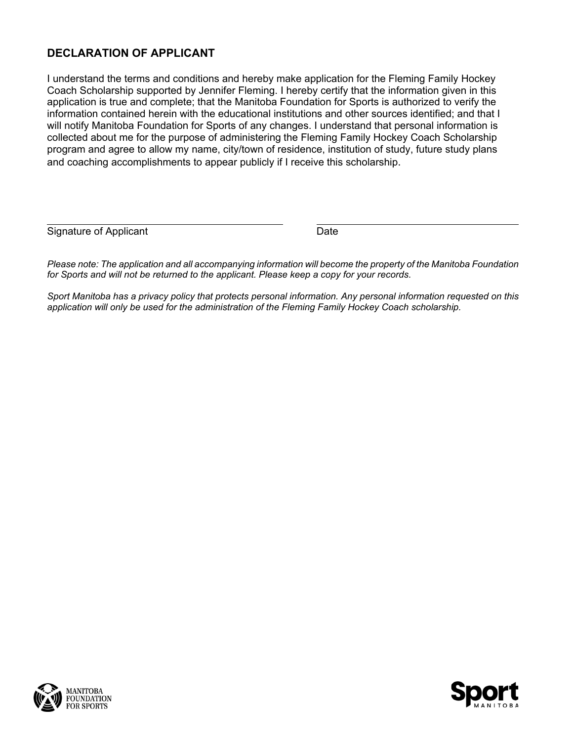## DECLARATION OF APPLICANT

I understand the terms and conditions and hereby make application for the Fleming Family Hockey Coach Scholarship supported by Jennifer Fleming. I hereby certify that the information given in this application is true and complete; that the Manitoba Foundation for Sports is authorized to verify the information contained herein with the educational institutions and other sources identified; and that I will notify Manitoba Foundation for Sports of any changes. I understand that personal information is collected about me for the purpose of administering the Fleming Family Hockey Coach Scholarship program and agree to allow my name, city/town of residence, institution of study, future study plans and coaching accomplishments to appear publicly if I receive this scholarship.

| | |
|---|---|
| ______________________________ | ______________________________ |
| Signature of Applicant | Date |

*Please note: The application and all accompanying information will become the property of the Manitoba Foundation for Sports and will not be returned to the applicant. Please keep a copy for your records.*

*Sport Manitoba has a privacy policy that protects personal information. Any personal information requested on this application will only be used for the administration of the Fleming Family Hockey Coach scholarship.*

MANITOBA FOUNDATION FOR SPORTS

Sport MANITOBA